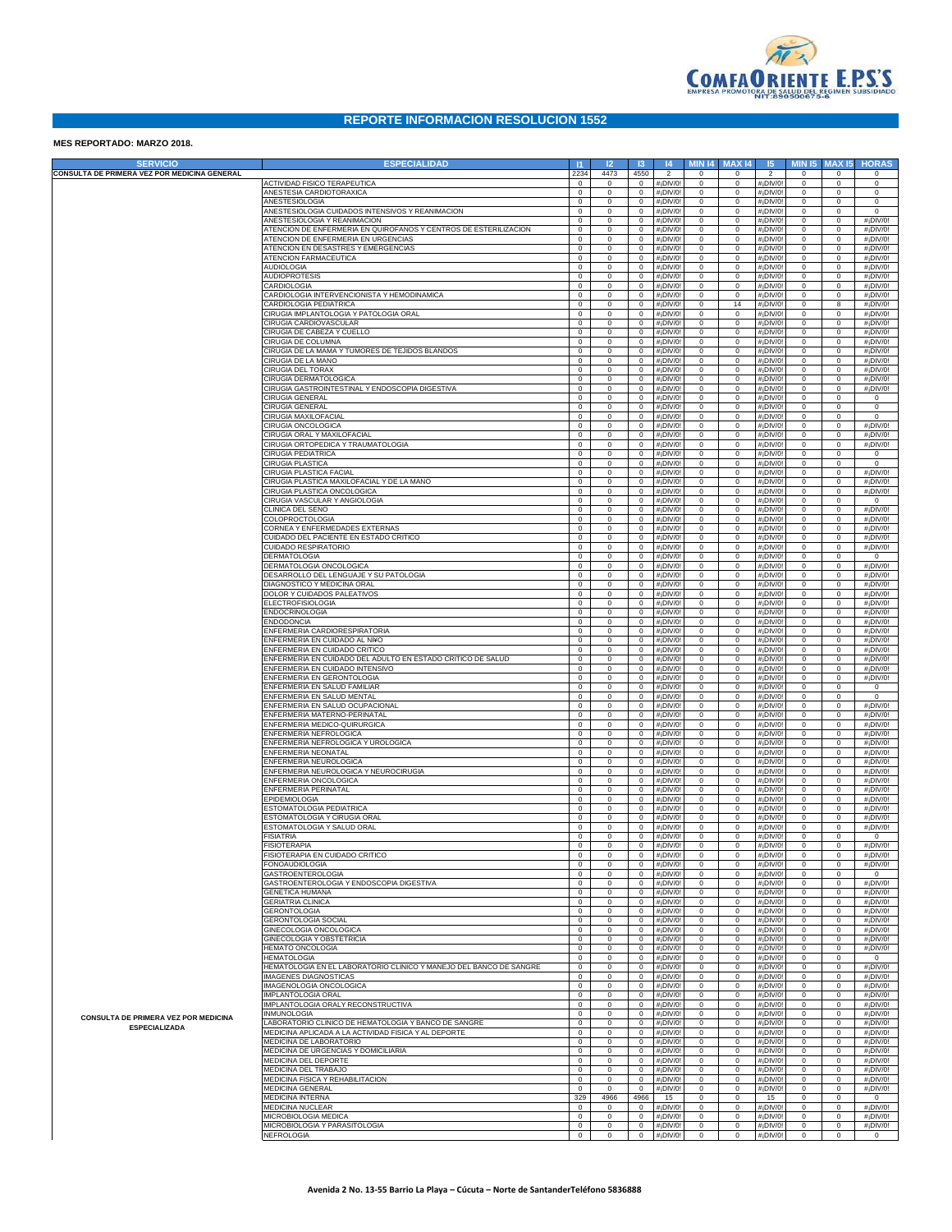# REPORTE INFORMACION RESOLUCION 1552

**MES REPORTADO: MARZO 2018.**

| SERVICIO | ESPECIALIDAD | I1 | I2 | I3 | I4 | MIN I4 | MAX I4 | I5 | MIN I5 | MAX I5 | HORAS |
|---|---|---|---|---|---|---|---|---|---|---|---|
| CONSULTA DE PRIMERA VEZ POR MEDICINA GENERAL | | 2234 | 4473 | 4550 | 2 | 0 | 0 | 2 | 0 | 0 | 0 |
| CONSULTA DE PRIMERA VEZ POR MEDICINA ESPECIALIZADA | ACTIVIDAD FISICO TERAPEUTICA | 0 | 0 | 0 | #¡DIV/0! | 0 | 0 | #¡DIV/0! | 0 | 0 | 0 |
| | ANESTESIA CARDIOTORAXICA | 0 | 0 | 0 | #¡DIV/0! | 0 | 0 | #¡DIV/0! | 0 | 0 | 0 |
| | ANESTESIOLOGIA | 0 | 0 | 0 | #¡DIV/0! | 0 | 0 | #¡DIV/0! | 0 | 0 | 0 |
| | ANESTESIOLOGIA CUIDADOS INTENSIVOS Y REANIMACION | 0 | 0 | 0 | #¡DIV/0! | 0 | 0 | #¡DIV/0! | 0 | 0 | 0 |
| | ANESTESIOLOGIA Y REANIMACION | 0 | 0 | 0 | #¡DIV/0! | 0 | 0 | #¡DIV/0! | 0 | 0 | #¡DIV/0! |
| | ATENCION DE ENFERMERIA EN QUIROFANOS Y CENTROS DE ESTERILIZACION | 0 | 0 | 0 | #¡DIV/0! | 0 | 0 | #¡DIV/0! | 0 | 0 | #¡DIV/0! |
| | ATENCION DE ENFERMERIA EN URGENCIAS | 0 | 0 | 0 | #¡DIV/0! | 0 | 0 | #¡DIV/0! | 0 | 0 | #¡DIV/0! |
| | ATENCION EN DESASTRES Y EMERGENCIAS | 0 | 0 | 0 | #¡DIV/0! | 0 | 0 | #¡DIV/0! | 0 | 0 | #¡DIV/0! |
| | ATENCION FARMACEUTICA | 0 | 0 | 0 | #¡DIV/0! | 0 | 0 | #¡DIV/0! | 0 | 0 | #¡DIV/0! |
| | AUDIOLOGIA | 0 | 0 | 0 | #¡DIV/0! | 0 | 0 | #¡DIV/0! | 0 | 0 | #¡DIV/0! |
| | AUDIOPROTESIS | 0 | 0 | 0 | #¡DIV/0! | 0 | 0 | #¡DIV/0! | 0 | 0 | #¡DIV/0! |
| | CARDIOLOGIA | 0 | 0 | 0 | #¡DIV/0! | 0 | 0 | #¡DIV/0! | 0 | 0 | #¡DIV/0! |
| | CARDIOLOGIA INTERVENCIONISTA Y HEMODINAMICA | 0 | 0 | 0 | #¡DIV/0! | 0 | 0 | #¡DIV/0! | 0 | 0 | #¡DIV/0! |
| | CARDIOLOGIA PEDIATRICA | 0 | 0 | 0 | #¡DIV/0! | 0 | 14 | #¡DIV/0! | 0 | 8 | #¡DIV/0! |
| | CIRUGIA IMPLANTOLOGIA Y PATOLOGIA ORAL | 0 | 0 | 0 | #¡DIV/0! | 0 | 0 | #¡DIV/0! | 0 | 0 | #¡DIV/0! |
| | CIRUGIA CARDIOVASCULAR | 0 | 0 | 0 | #¡DIV/0! | 0 | 0 | #¡DIV/0! | 0 | 0 | #¡DIV/0! |
| | CIRUGIA DE CABEZA Y CUELLO | 0 | 0 | 0 | #¡DIV/0! | 0 | 0 | #¡DIV/0! | 0 | 0 | #¡DIV/0! |
| | CIRUGIA DE COLUMNA | 0 | 0 | 0 | #¡DIV/0! | 0 | 0 | #¡DIV/0! | 0 | 0 | #¡DIV/0! |
| | CIRUGIA DE LA MAMA Y TUMORES DE TEJIDOS BLANDOS | 0 | 0 | 0 | #¡DIV/0! | 0 | 0 | #¡DIV/0! | 0 | 0 | #¡DIV/0! |
| | CIRUGIA DE LA MANO | 0 | 0 | 0 | #¡DIV/0! | 0 | 0 | #¡DIV/0! | 0 | 0 | #¡DIV/0! |
| | CIRUGIA DEL TORAX | 0 | 0 | 0 | #¡DIV/0! | 0 | 0 | #¡DIV/0! | 0 | 0 | #¡DIV/0! |
| | CIRUGIA DERMATOLOGICA | 0 | 0 | 0 | #¡DIV/0! | 0 | 0 | #¡DIV/0! | 0 | 0 | #¡DIV/0! |
| | CIRUGIA GASTROINTESTINAL Y ENDOSCOPIA DIGESTIVA | 0 | 0 | 0 | #¡DIV/0! | 0 | 0 | #¡DIV/0! | 0 | 0 | #¡DIV/0! |
| | CIRUGIA GENERAL | 0 | 0 | 0 | #¡DIV/0! | 0 | 0 | #¡DIV/0! | 0 | 0 | 0 |
| | CIRUGIA GENERAL | 0 | 0 | 0 | #¡DIV/0! | 0 | 0 | #¡DIV/0! | 0 | 0 | 0 |
| | CIRUGIA MAXILOFACIAL | 0 | 0 | 0 | #¡DIV/0! | 0 | 0 | #¡DIV/0! | 0 | 0 | 0 |
| | CIRUGIA ONCOLOGICA | 0 | 0 | 0 | #¡DIV/0! | 0 | 0 | #¡DIV/0! | 0 | 0 | #¡DIV/0! |
| | CIRUGIA ORAL Y MAXILOFACIAL | 0 | 0 | 0 | #¡DIV/0! | 0 | 0 | #¡DIV/0! | 0 | 0 | #¡DIV/0! |
| | CIRUGIA ORTOPEDICA Y TRAUMATOLOGIA | 0 | 0 | 0 | #¡DIV/0! | 0 | 0 | #¡DIV/0! | 0 | 0 | #¡DIV/0! |
| | CIRUGIA PEDIATRICA | 0 | 0 | 0 | #¡DIV/0! | 0 | 0 | #¡DIV/0! | 0 | 0 | 0 |
| | CIRUGIA PLASTICA | 0 | 0 | 0 | #¡DIV/0! | 0 | 0 | #¡DIV/0! | 0 | 0 | 0 |
| | CIRUGIA PLASTICA FACIAL | 0 | 0 | 0 | #¡DIV/0! | 0 | 0 | #¡DIV/0! | 0 | 0 | #¡DIV/0! |
| | CIRUGIA PLASTICA MAXILOFACIAL Y DE LA MANO | 0 | 0 | 0 | #¡DIV/0! | 0 | 0 | #¡DIV/0! | 0 | 0 | #¡DIV/0! |
| | CIRUGIA PLASTICA ONCOLOGICA | 0 | 0 | 0 | #¡DIV/0! | 0 | 0 | #¡DIV/0! | 0 | 0 | #¡DIV/0! |
| | CIRUGIA VASCULAR Y ANGIOLOGIA | 0 | 0 | 0 | #¡DIV/0! | 0 | 0 | #¡DIV/0! | 0 | 0 | 0 |
| | CLINICA DEL SENO | 0 | 0 | 0 | #¡DIV/0! | 0 | 0 | #¡DIV/0! | 0 | 0 | #¡DIV/0! |
| | COLOPROCTOLOGIA | 0 | 0 | 0 | #¡DIV/0! | 0 | 0 | #¡DIV/0! | 0 | 0 | #¡DIV/0! |
| | CORNEA Y ENFERMEDADES EXTERNAS | 0 | 0 | 0 | #¡DIV/0! | 0 | 0 | #¡DIV/0! | 0 | 0 | #¡DIV/0! |
| | CUIDADO DEL PACIENTE EN ESTADO CRITICO | 0 | 0 | 0 | #¡DIV/0! | 0 | 0 | #¡DIV/0! | 0 | 0 | #¡DIV/0! |
| | CUIDADO RESPIRATORIO | 0 | 0 | 0 | #¡DIV/0! | 0 | 0 | #¡DIV/0! | 0 | 0 | #¡DIV/0! |
| | DERMATOLOGIA | 0 | 0 | 0 | #¡DIV/0! | 0 | 0 | #¡DIV/0! | 0 | 0 | 0 |
| | DERMATOLOGIA ONCOLOGICA | 0 | 0 | 0 | #¡DIV/0! | 0 | 0 | #¡DIV/0! | 0 | 0 | #¡DIV/0! |
| | DESARROLLO DEL LENGUAJE Y SU PATOLOGIA | 0 | 0 | 0 | #¡DIV/0! | 0 | 0 | #¡DIV/0! | 0 | 0 | #¡DIV/0! |
| | DIAGNOSTICO Y MEDICINA ORAL | 0 | 0 | 0 | #¡DIV/0! | 0 | 0 | #¡DIV/0! | 0 | 0 | #¡DIV/0! |
| | DOLOR Y CUIDADOS PALEATIVOS | 0 | 0 | 0 | #¡DIV/0! | 0 | 0 | #¡DIV/0! | 0 | 0 | #¡DIV/0! |
| | ELECTROFISIOLOGIA | 0 | 0 | 0 | #¡DIV/0! | 0 | 0 | #¡DIV/0! | 0 | 0 | #¡DIV/0! |
| | ENDOCRINOLOGIA | 0 | 0 | 0 | #¡DIV/0! | 0 | 0 | #¡DIV/0! | 0 | 0 | #¡DIV/0! |
| | ENDODONCIA | 0 | 0 | 0 | #¡DIV/0! | 0 | 0 | #¡DIV/0! | 0 | 0 | #¡DIV/0! |
| | ENFERMERIA CARDIORESPIRATORIA | 0 | 0 | 0 | #¡DIV/0! | 0 | 0 | #¡DIV/0! | 0 | 0 | #¡DIV/0! |
| | ENFERMERIA EN CUIDADO AL NI¥O | 0 | 0 | 0 | #¡DIV/0! | 0 | 0 | #¡DIV/0! | 0 | 0 | #¡DIV/0! |
| | ENFERMERIA EN CUIDADO CRITICO | 0 | 0 | 0 | #¡DIV/0! | 0 | 0 | #¡DIV/0! | 0 | 0 | #¡DIV/0! |
| | ENFERMERIA EN CUIDADO DEL ADULTO EN ESTADO CRITICO DE SALUD | 0 | 0 | 0 | #¡DIV/0! | 0 | 0 | #¡DIV/0! | 0 | 0 | #¡DIV/0! |
| | ENFERMERIA EN CUIDADO INTENSIVO | 0 | 0 | 0 | #¡DIV/0! | 0 | 0 | #¡DIV/0! | 0 | 0 | #¡DIV/0! |
| | ENFERMERIA EN GERONTOLOGIA | 0 | 0 | 0 | #¡DIV/0! | 0 | 0 | #¡DIV/0! | 0 | 0 | #¡DIV/0! |
| | ENFERMERIA EN SALUD FAMILIAR | 0 | 0 | 0 | #¡DIV/0! | 0 | 0 | #¡DIV/0! | 0 | 0 | 0 |
| | ENFERMERIA EN SALUD MENTAL | 0 | 0 | 0 | #¡DIV/0! | 0 | 0 | #¡DIV/0! | 0 | 0 | 0 |
| | ENFERMERIA EN SALUD OCUPACIONAL | 0 | 0 | 0 | #¡DIV/0! | 0 | 0 | #¡DIV/0! | 0 | 0 | #¡DIV/0! |
| | ENFERMERIA MATERNO-PERINATAL | 0 | 0 | 0 | #¡DIV/0! | 0 | 0 | #¡DIV/0! | 0 | 0 | #¡DIV/0! |
| | ENFERMERIA MEDICO-QUIRURGICA | 0 | 0 | 0 | #¡DIV/0! | 0 | 0 | #¡DIV/0! | 0 | 0 | #¡DIV/0! |
| | ENFERMERIA NEFROLOGICA | 0 | 0 | 0 | #¡DIV/0! | 0 | 0 | #¡DIV/0! | 0 | 0 | #¡DIV/0! |
| | ENFERMERIA NEFROLOGICA Y UROLOGICA | 0 | 0 | 0 | #¡DIV/0! | 0 | 0 | #¡DIV/0! | 0 | 0 | #¡DIV/0! |
| | ENFERMERIA NEONATAL | 0 | 0 | 0 | #¡DIV/0! | 0 | 0 | #¡DIV/0! | 0 | 0 | #¡DIV/0! |
| | ENFERMERIA NEUROLOGICA | 0 | 0 | 0 | #¡DIV/0! | 0 | 0 | #¡DIV/0! | 0 | 0 | #¡DIV/0! |
| | ENFERMERIA NEUROLOGICA Y NEUROCIRUGIA | 0 | 0 | 0 | #¡DIV/0! | 0 | 0 | #¡DIV/0! | 0 | 0 | #¡DIV/0! |
| | ENFERMERIA ONCOLOGICA | 0 | 0 | 0 | #¡DIV/0! | 0 | 0 | #¡DIV/0! | 0 | 0 | #¡DIV/0! |
| | ENFERMERIA PERINATAL | 0 | 0 | 0 | #¡DIV/0! | 0 | 0 | #¡DIV/0! | 0 | 0 | #¡DIV/0! |
| | EPIDEMIOLOGIA | 0 | 0 | 0 | #¡DIV/0! | 0 | 0 | #¡DIV/0! | 0 | 0 | #¡DIV/0! |
| | ESTOMATOLOGIA PEDIATRICA | 0 | 0 | 0 | #¡DIV/0! | 0 | 0 | #¡DIV/0! | 0 | 0 | #¡DIV/0! |
| | ESTOMATOLOGIA Y CIRUGIA ORAL | 0 | 0 | 0 | #¡DIV/0! | 0 | 0 | #¡DIV/0! | 0 | 0 | #¡DIV/0! |
| | ESTOMATOLOGIA Y SALUD ORAL | 0 | 0 | 0 | #¡DIV/0! | 0 | 0 | #¡DIV/0! | 0 | 0 | #¡DIV/0! |
| | FISIATRIA | 0 | 0 | 0 | #¡DIV/0! | 0 | 0 | #¡DIV/0! | 0 | 0 | 0 |
| | FISIOTERAPIA | 0 | 0 | 0 | #¡DIV/0! | 0 | 0 | #¡DIV/0! | 0 | 0 | #¡DIV/0! |
| | FISIOTERAPIA EN CUIDADO CRITICO | 0 | 0 | 0 | #¡DIV/0! | 0 | 0 | #¡DIV/0! | 0 | 0 | #¡DIV/0! |
| | FONOAUDIOLOGIA | 0 | 0 | 0 | #¡DIV/0! | 0 | 0 | #¡DIV/0! | 0 | 0 | #¡DIV/0! |
| | GASTROENTEROLOGIA | 0 | 0 | 0 | #¡DIV/0! | 0 | 0 | #¡DIV/0! | 0 | 0 | 0 |
| | GASTROENTEROLOGIA Y ENDOSCOPIA DIGESTIVA | 0 | 0 | 0 | #¡DIV/0! | 0 | 0 | #¡DIV/0! | 0 | 0 | #¡DIV/0! |
| | GENETICA HUMANA | 0 | 0 | 0 | #¡DIV/0! | 0 | 0 | #¡DIV/0! | 0 | 0 | #¡DIV/0! |
| | GERIATRIA CLINICA | 0 | 0 | 0 | #¡DIV/0! | 0 | 0 | #¡DIV/0! | 0 | 0 | #¡DIV/0! |
| | GERONTOLOGIA | 0 | 0 | 0 | #¡DIV/0! | 0 | 0 | #¡DIV/0! | 0 | 0 | #¡DIV/0! |
| | GERONTOLOGIA SOCIAL | 0 | 0 | 0 | #¡DIV/0! | 0 | 0 | #¡DIV/0! | 0 | 0 | #¡DIV/0! |
| | GINECOLOGIA ONCOLOGICA | 0 | 0 | 0 | #¡DIV/0! | 0 | 0 | #¡DIV/0! | 0 | 0 | #¡DIV/0! |
| | GINECOLOGIA Y OBSTETRICIA | 0 | 0 | 0 | #¡DIV/0! | 0 | 0 | #¡DIV/0! | 0 | 0 | #¡DIV/0! |
| | HEMATO ONCOLOGIA | 0 | 0 | 0 | #¡DIV/0! | 0 | 0 | #¡DIV/0! | 0 | 0 | #¡DIV/0! |
| | HEMATOLOGIA | 0 | 0 | 0 | #¡DIV/0! | 0 | 0 | #¡DIV/0! | 0 | 0 | 0 |
| | HEMATOLOGIA EN EL LABORATORIO CLINICO Y MANEJO DEL BANCO DE SANGRE | 0 | 0 | 0 | #¡DIV/0! | 0 | 0 | #¡DIV/0! | 0 | 0 | #¡DIV/0! |
| | IMAGENES DIAGNOSTICAS | 0 | 0 | 0 | #¡DIV/0! | 0 | 0 | #¡DIV/0! | 0 | 0 | #¡DIV/0! |
| | IMAGENOLOGIA ONCOLOGICA | 0 | 0 | 0 | #¡DIV/0! | 0 | 0 | #¡DIV/0! | 0 | 0 | #¡DIV/0! |
| | IMPLANTOLOGIA ORAL | 0 | 0 | 0 | #¡DIV/0! | 0 | 0 | #¡DIV/0! | 0 | 0 | #¡DIV/0! |
| | IMPLANTOLOGIA ORALY RECONSTRUCTIVA | 0 | 0 | 0 | #¡DIV/0! | 0 | 0 | #¡DIV/0! | 0 | 0 | #¡DIV/0! |
| | INMUNOLOGIA | 0 | 0 | 0 | #¡DIV/0! | 0 | 0 | #¡DIV/0! | 0 | 0 | #¡DIV/0! |
| | LABORATORIO CLINICO DE HEMATOLOGIA Y BANCO DE SANGRE | 0 | 0 | 0 | #¡DIV/0! | 0 | 0 | #¡DIV/0! | 0 | 0 | #¡DIV/0! |
| | MEDICINA APLICADA A LA ACTIVIDAD FISICA Y AL DEPORTE | 0 | 0 | 0 | #¡DIV/0! | 0 | 0 | #¡DIV/0! | 0 | 0 | #¡DIV/0! |
| | MEDICINA DE LABORATORIO | 0 | 0 | 0 | #¡DIV/0! | 0 | 0 | #¡DIV/0! | 0 | 0 | #¡DIV/0! |
| | MEDICINA DE URGENCIAS Y DOMICILIARIA | 0 | 0 | 0 | #¡DIV/0! | 0 | 0 | #¡DIV/0! | 0 | 0 | #¡DIV/0! |
| | MEDICINA DEL DEPORTE | 0 | 0 | 0 | #¡DIV/0! | 0 | 0 | #¡DIV/0! | 0 | 0 | #¡DIV/0! |
| | MEDICINA DEL TRABAJO | 0 | 0 | 0 | #¡DIV/0! | 0 | 0 | #¡DIV/0! | 0 | 0 | #¡DIV/0! |
| | MEDICINA FISICA Y REHABILITACION | 0 | 0 | 0 | #¡DIV/0! | 0 | 0 | #¡DIV/0! | 0 | 0 | #¡DIV/0! |
| | MEDICINA GENERAL | 0 | 0 | 0 | #¡DIV/0! | 0 | 0 | #¡DIV/0! | 0 | 0 | #¡DIV/0! |
| | MEDICINA INTERNA | 329 | 4966 | 4966 | 15 | 0 | 0 | 15 | 0 | 0 | 0 |
| | MEDICINA NUCLEAR | 0 | 0 | 0 | #¡DIV/0! | 0 | 0 | #¡DIV/0! | 0 | 0 | #¡DIV/0! |
| | MICROBIOLOGIA MEDICA | 0 | 0 | 0 | #¡DIV/0! | 0 | 0 | #¡DIV/0! | 0 | 0 | #¡DIV/0! |
| | MICROBIOLOGIA Y PARASITOLOGIA | 0 | 0 | 0 | #¡DIV/0! | 0 | 0 | #¡DIV/0! | 0 | 0 | #¡DIV/0! |
| | NEFROLOGIA | 0 | 0 | 0 | #¡DIV/0! | 0 | 0 | #¡DIV/0! | 0 | 0 | 0 |

Avenida 2 No. 13-55 Barrio La Playa – Cúcuta – Norte de SantanderTeléfono 5836888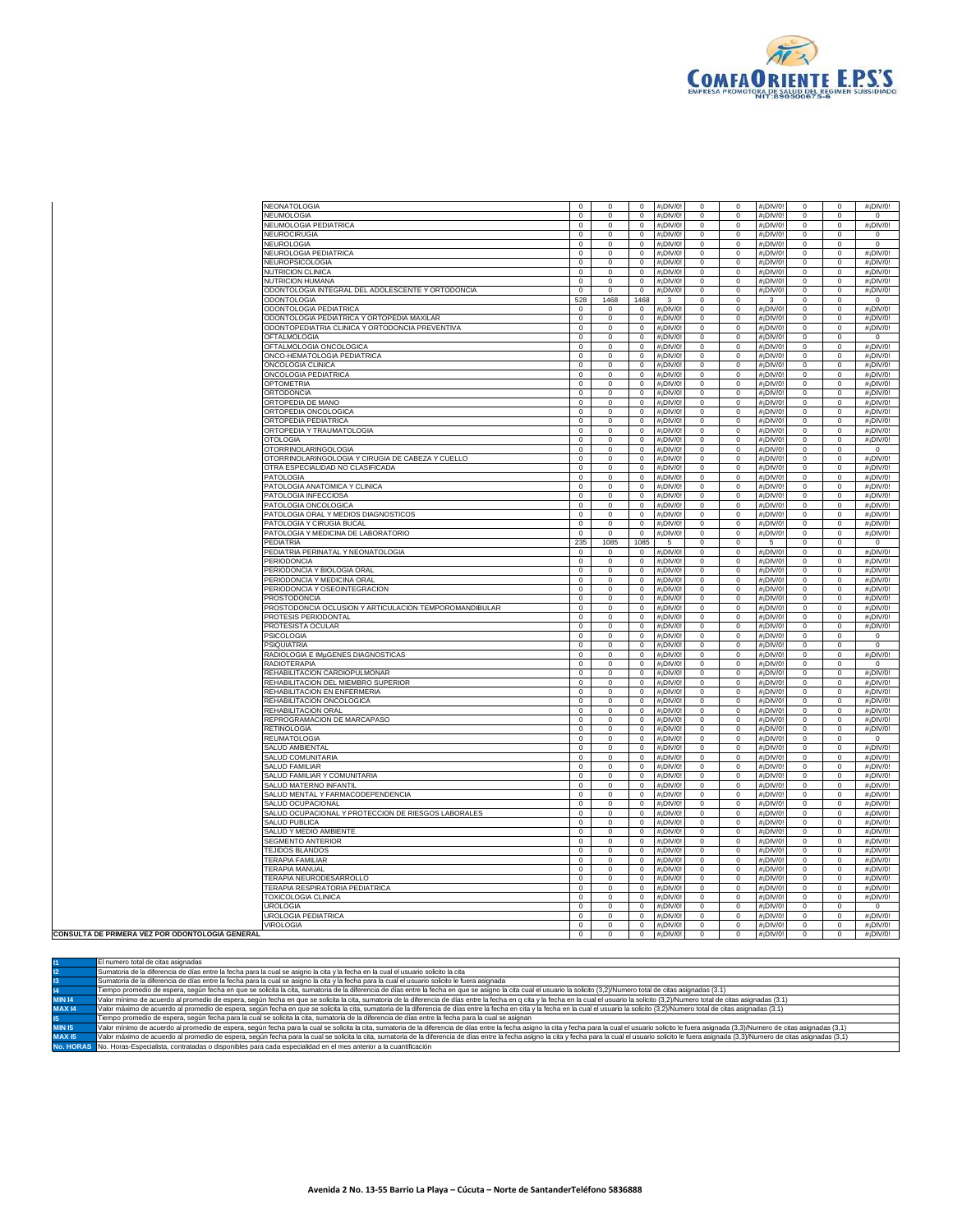| | | | | | | | | | | | |
|---|---|---|---|---|---|---|---|---|---|---|---|
| | NEONATOLOGIA | 0 | 0 | 0 | #¡DIV/0! | 0 | 0 | #¡DIV/0! | 0 | 0 | #¡DIV/0! |
| | NEUMOLOGIA | 0 | 0 | 0 | #¡DIV/0! | 0 | 0 | #¡DIV/0! | 0 | 0 | 0 |
| | NEUMOLOGIA PEDIATRICA | 0 | 0 | 0 | #¡DIV/0! | 0 | 0 | #¡DIV/0! | 0 | 0 | #¡DIV/0! |
| | NEUROCIRUGIA | 0 | 0 | 0 | #¡DIV/0! | 0 | 0 | #¡DIV/0! | 0 | 0 | 0 |
| | NEUROLOGIA | 0 | 0 | 0 | #¡DIV/0! | 0 | 0 | #¡DIV/0! | 0 | 0 | 0 |
| | NEUROLOGIA PEDIATRICA | 0 | 0 | 0 | #¡DIV/0! | 0 | 0 | #¡DIV/0! | 0 | 0 | #¡DIV/0! |
| | NEUROPSICOLOGIA | 0 | 0 | 0 | #¡DIV/0! | 0 | 0 | #¡DIV/0! | 0 | 0 | #¡DIV/0! |
| | NUTRICION CLINICA | 0 | 0 | 0 | #¡DIV/0! | 0 | 0 | #¡DIV/0! | 0 | 0 | #¡DIV/0! |
| | NUTRICION HUMANA | 0 | 0 | 0 | #¡DIV/0! | 0 | 0 | #¡DIV/0! | 0 | 0 | #¡DIV/0! |
| | ODONTOLOGIA INTEGRAL DEL ADOLESCENTE Y ORTODONCIA | 0 | 0 | 0 | #¡DIV/0! | 0 | 0 | #¡DIV/0! | 0 | 0 | #¡DIV/0! |
| | ODONTOLOGIA | 528 | 1468 | 1468 | 3 | 0 | 0 | 3 | 0 | 0 | 0 |
| | ODONTOLOGIA PEDIATRICA | 0 | 0 | 0 | #¡DIV/0! | 0 | 0 | #¡DIV/0! | 0 | 0 | #¡DIV/0! |
| | ODONTOLOGIA PEDIATRICA Y ORTOPEDIA MAXILAR | 0 | 0 | 0 | #¡DIV/0! | 0 | 0 | #¡DIV/0! | 0 | 0 | #¡DIV/0! |
| | ODONTOPEDIATRIA CLINICA Y ORTODONCIA PREVENTIVA | 0 | 0 | 0 | #¡DIV/0! | 0 | 0 | #¡DIV/0! | 0 | 0 | #¡DIV/0! |
| | OFTALMOLOGIA | 0 | 0 | 0 | #¡DIV/0! | 0 | 0 | #¡DIV/0! | 0 | 0 | 0 |
| | OFTALMOLOGIA ONCOLOGICA | 0 | 0 | 0 | #¡DIV/0! | 0 | 0 | #¡DIV/0! | 0 | 0 | #¡DIV/0! |
| | ONCO-HEMATOLOGIA PEDIATRICA | 0 | 0 | 0 | #¡DIV/0! | 0 | 0 | #¡DIV/0! | 0 | 0 | #¡DIV/0! |
| | ONCOLOGIA CLINICA | 0 | 0 | 0 | #¡DIV/0! | 0 | 0 | #¡DIV/0! | 0 | 0 | #¡DIV/0! |
| | ONCOLOGIA PEDIATRICA | 0 | 0 | 0 | #¡DIV/0! | 0 | 0 | #¡DIV/0! | 0 | 0 | #¡DIV/0! |
| | OPTOMETRIA | 0 | 0 | 0 | #¡DIV/0! | 0 | 0 | #¡DIV/0! | 0 | 0 | #¡DIV/0! |
| | ORTODONCIA | 0 | 0 | 0 | #¡DIV/0! | 0 | 0 | #¡DIV/0! | 0 | 0 | #¡DIV/0! |
| | ORTOPEDIA DE MANO | 0 | 0 | 0 | #¡DIV/0! | 0 | 0 | #¡DIV/0! | 0 | 0 | #¡DIV/0! |
| | ORTOPEDIA ONCOLOGICA | 0 | 0 | 0 | #¡DIV/0! | 0 | 0 | #¡DIV/0! | 0 | 0 | #¡DIV/0! |
| | ORTOPEDIA PEDIATRICA | 0 | 0 | 0 | #¡DIV/0! | 0 | 0 | #¡DIV/0! | 0 | 0 | #¡DIV/0! |
| | ORTOPEDIA Y TRAUMATOLOGIA | 0 | 0 | 0 | #¡DIV/0! | 0 | 0 | #¡DIV/0! | 0 | 0 | #¡DIV/0! |
| | OTOLOGIA | 0 | 0 | 0 | #¡DIV/0! | 0 | 0 | #¡DIV/0! | 0 | 0 | #¡DIV/0! |
| | OTORRINOLARINGOLOGIA | 0 | 0 | 0 | #¡DIV/0! | 0 | 0 | #¡DIV/0! | 0 | 0 | 0 |
| | OTORRINOLARINGOLOGIA Y CIRUGIA DE CABEZA Y CUELLO | 0 | 0 | 0 | #¡DIV/0! | 0 | 0 | #¡DIV/0! | 0 | 0 | #¡DIV/0! |
| | OTRA ESPECIALIDAD NO CLASIFICADA | 0 | 0 | 0 | #¡DIV/0! | 0 | 0 | #¡DIV/0! | 0 | 0 | #¡DIV/0! |
| | PATOLOGIA | 0 | 0 | 0 | #¡DIV/0! | 0 | 0 | #¡DIV/0! | 0 | 0 | #¡DIV/0! |
| | PATOLOGIA ANATOMICA Y CLINICA | 0 | 0 | 0 | #¡DIV/0! | 0 | 0 | #¡DIV/0! | 0 | 0 | #¡DIV/0! |
| | PATOLOGIA INFECCIOSA | 0 | 0 | 0 | #¡DIV/0! | 0 | 0 | #¡DIV/0! | 0 | 0 | #¡DIV/0! |
| | PATOLOGIA ONCOLOGICA | 0 | 0 | 0 | #¡DIV/0! | 0 | 0 | #¡DIV/0! | 0 | 0 | #¡DIV/0! |
| | PATOLOGIA ORAL Y MEDIOS DIAGNOSTICOS | 0 | 0 | 0 | #¡DIV/0! | 0 | 0 | #¡DIV/0! | 0 | 0 | #¡DIV/0! |
| | PATOLOGIA Y CIRUGIA BUCAL | 0 | 0 | 0 | #¡DIV/0! | 0 | 0 | #¡DIV/0! | 0 | 0 | #¡DIV/0! |
| | PATOLOGIA Y MEDICINA DE LABORATORIO | 0 | 0 | 0 | #¡DIV/0! | 0 | 0 | #¡DIV/0! | 0 | 0 | #¡DIV/0! |
| | PEDIATRIA | 235 | 1085 | 1085 | 5 | 0 | 0 | 5 | 0 | 0 | 0 |
| | PEDIATRIA PERINATAL Y NEONATOLOGIA | 0 | 0 | 0 | #¡DIV/0! | 0 | 0 | #¡DIV/0! | 0 | 0 | #¡DIV/0! |
| | PERIODONCIA | 0 | 0 | 0 | #¡DIV/0! | 0 | 0 | #¡DIV/0! | 0 | 0 | #¡DIV/0! |
| | PERIODONCIA Y BIOLOGIA ORAL | 0 | 0 | 0 | #¡DIV/0! | 0 | 0 | #¡DIV/0! | 0 | 0 | #¡DIV/0! |
| | PERIODONCIA Y MEDICINA ORAL | 0 | 0 | 0 | #¡DIV/0! | 0 | 0 | #¡DIV/0! | 0 | 0 | #¡DIV/0! |
| | PERIODONCIA Y OSEOINTEGRACION | 0 | 0 | 0 | #¡DIV/0! | 0 | 0 | #¡DIV/0! | 0 | 0 | #¡DIV/0! |
| | PROSTODONCIA | 0 | 0 | 0 | #¡DIV/0! | 0 | 0 | #¡DIV/0! | 0 | 0 | #¡DIV/0! |
| | PROSTODONCIA OCLUSION Y ARTICULACION TEMPOROMANDIBULAR | 0 | 0 | 0 | #¡DIV/0! | 0 | 0 | #¡DIV/0! | 0 | 0 | #¡DIV/0! |
| | PROTESIS PERIODONTAL | 0 | 0 | 0 | #¡DIV/0! | 0 | 0 | #¡DIV/0! | 0 | 0 | #¡DIV/0! |
| | PROTESISTA OCULAR | 0 | 0 | 0 | #¡DIV/0! | 0 | 0 | #¡DIV/0! | 0 | 0 | #¡DIV/0! |
| | PSICOLOGIA | 0 | 0 | 0 | #¡DIV/0! | 0 | 0 | #¡DIV/0! | 0 | 0 | 0 |
| | PSIQUIATRIA | 0 | 0 | 0 | #¡DIV/0! | 0 | 0 | #¡DIV/0! | 0 | 0 | 0 |
| | RADIOLOGIA E IMµGENES DIAGNOSTICAS | 0 | 0 | 0 | #¡DIV/0! | 0 | 0 | #¡DIV/0! | 0 | 0 | #¡DIV/0! |
| | RADIOTERAPIA | 0 | 0 | 0 | #¡DIV/0! | 0 | 0 | #¡DIV/0! | 0 | 0 | 0 |
| | REHABILITACION CARDIOPULMONAR | 0 | 0 | 0 | #¡DIV/0! | 0 | 0 | #¡DIV/0! | 0 | 0 | #¡DIV/0! |
| | REHABILITACION DEL MIEMBRO SUPERIOR | 0 | 0 | 0 | #¡DIV/0! | 0 | 0 | #¡DIV/0! | 0 | 0 | #¡DIV/0! |
| | REHABILITACION EN ENFERMERIA | 0 | 0 | 0 | #¡DIV/0! | 0 | 0 | #¡DIV/0! | 0 | 0 | #¡DIV/0! |
| | REHABILITACION ONCOLOGICA | 0 | 0 | 0 | #¡DIV/0! | 0 | 0 | #¡DIV/0! | 0 | 0 | #¡DIV/0! |
| | REHABILITACION ORAL | 0 | 0 | 0 | #¡DIV/0! | 0 | 0 | #¡DIV/0! | 0 | 0 | #¡DIV/0! |
| | REPROGRAMACION DE MARCAPASO | 0 | 0 | 0 | #¡DIV/0! | 0 | 0 | #¡DIV/0! | 0 | 0 | #¡DIV/0! |
| | RETINOLOGIA | 0 | 0 | 0 | #¡DIV/0! | 0 | 0 | #¡DIV/0! | 0 | 0 | #¡DIV/0! |
| | REUMATOLOGIA | 0 | 0 | 0 | #¡DIV/0! | 0 | 0 | #¡DIV/0! | 0 | 0 | 0 |
| | SALUD AMBIENTAL | 0 | 0 | 0 | #¡DIV/0! | 0 | 0 | #¡DIV/0! | 0 | 0 | #¡DIV/0! |
| | SALUD COMUNITARIA | 0 | 0 | 0 | #¡DIV/0! | 0 | 0 | #¡DIV/0! | 0 | 0 | #¡DIV/0! |
| | SALUD FAMILIAR | 0 | 0 | 0 | #¡DIV/0! | 0 | 0 | #¡DIV/0! | 0 | 0 | #¡DIV/0! |
| | SALUD FAMILIAR Y COMUNITARIA | 0 | 0 | 0 | #¡DIV/0! | 0 | 0 | #¡DIV/0! | 0 | 0 | #¡DIV/0! |
| | SALUD MATERNO INFANTIL | 0 | 0 | 0 | #¡DIV/0! | 0 | 0 | #¡DIV/0! | 0 | 0 | #¡DIV/0! |
| | SALUD MENTAL Y FARMACODEPENDENCIA | 0 | 0 | 0 | #¡DIV/0! | 0 | 0 | #¡DIV/0! | 0 | 0 | #¡DIV/0! |
| | SALUD OCUPACIONAL | 0 | 0 | 0 | #¡DIV/0! | 0 | 0 | #¡DIV/0! | 0 | 0 | #¡DIV/0! |
| | SALUD OCUPACIONAL Y PROTECCION DE RIESGOS LABORALES | 0 | 0 | 0 | #¡DIV/0! | 0 | 0 | #¡DIV/0! | 0 | 0 | #¡DIV/0! |
| | SALUD PUBLICA | 0 | 0 | 0 | #¡DIV/0! | 0 | 0 | #¡DIV/0! | 0 | 0 | #¡DIV/0! |
| | SALUD Y MEDIO AMBIENTE | 0 | 0 | 0 | #¡DIV/0! | 0 | 0 | #¡DIV/0! | 0 | 0 | #¡DIV/0! |
| | SEGMENTO ANTERIOR | 0 | 0 | 0 | #¡DIV/0! | 0 | 0 | #¡DIV/0! | 0 | 0 | #¡DIV/0! |
| | TEJIDOS BLANDOS | 0 | 0 | 0 | #¡DIV/0! | 0 | 0 | #¡DIV/0! | 0 | 0 | #¡DIV/0! |
| | TERAPIA FAMILIAR | 0 | 0 | 0 | #¡DIV/0! | 0 | 0 | #¡DIV/0! | 0 | 0 | #¡DIV/0! |
| | TERAPIA MANUAL | 0 | 0 | 0 | #¡DIV/0! | 0 | 0 | #¡DIV/0! | 0 | 0 | #¡DIV/0! |
| | TERAPIA NEURODESARROLLO | 0 | 0 | 0 | #¡DIV/0! | 0 | 0 | #¡DIV/0! | 0 | 0 | #¡DIV/0! |
| | TERAPIA RESPIRATORIA PEDIATRICA | 0 | 0 | 0 | #¡DIV/0! | 0 | 0 | #¡DIV/0! | 0 | 0 | #¡DIV/0! |
| | TOXICOLOGIA CLINICA | 0 | 0 | 0 | #¡DIV/0! | 0 | 0 | #¡DIV/0! | 0 | 0 | #¡DIV/0! |
| | UROLOGIA | 0 | 0 | 0 | #¡DIV/0! | 0 | 0 | #¡DIV/0! | 0 | 0 | 0 |
| | UROLOGIA PEDIATRICA | 0 | 0 | 0 | #¡DIV/0! | 0 | 0 | #¡DIV/0! | 0 | 0 | #¡DIV/0! |
| | VIROLOGIA | 0 | 0 | 0 | #¡DIV/0! | 0 | 0 | #¡DIV/0! | 0 | 0 | #¡DIV/0! |
| **CONSULTA DE PRIMERA VEZ POR ODONTOLOGIA GENERAL** | | 0 | 0 | 0 | #¡DIV/0! | 0 | 0 | #¡DIV/0! | 0 | 0 | #¡DIV/0! |

| | |
|---|---|
| **I1** | El numero total de citas asignadas |
| **I2** | Sumatoria de la diferencia de días entre la fecha para la cual se asigno la cita y la fecha en la cual el usuario solicito la cita |
| **I3** | Sumatoria de la diferencia de días entre la fecha para la cual se asigno la cita y la fecha para la cual el usuario solicito le fuera asignada |
| **I4** | Tiempo promedio de espera, según fecha en que se solicita la cita, sumatoria de la diferencia de días entre la fecha en que se asigno la cita cual el usuario la solicito (3,2)/Numero total de citas asignadas (3.1) |
| **MIN I4** | Valor mínimo de acuerdo al promedio de espera, según fecha en que se solicita la cita, sumatoria de la diferencia de días entre la fecha en q cita y la fecha en la cual el usuario la solicito (3,2)/Numero total de citas asignadas (3.1) |
| **MAX I4** | Valor máximo de acuerdo al promedio de espera, según fecha en que se solicita la cita, sumatoria de la diferencia de días entre la fecha en cita y la fecha en la cual el usuario la solicito (3,2)/Numero total de citas asignadas (3.1) |
| **I5** | Tiempo promedio de espera, según fecha para la cual se solicita la cita, sumatoria de la diferencia de días entre la fecha para la cual se signan |
| **MIN I5** | Valor mínimo de acuerdo al promedio de espera, según fecha para la cual se solicita la cita, sumatoria de la diferencia de días entre la fecha asigno la cita y fecha para la cual el usuario solicito le fuera asignada (3,3)/Numero de citas asignadas (3,1) |
| **MAX I5** | Valor máximo de acuerdo al promedio de espera, según fecha para la cual se solicita la cita, sumatoria de la diferencia de días entre la fecha asigno la cita y fecha para la cual el usuario solicito le fuera asignada (3,3)/Numero de citas asignadas (3,1) |
| **No. HORAS** | No. Horas-Especialista, contratadas o disponibles para cada especialidad en el mes anterior a la cuantificación |